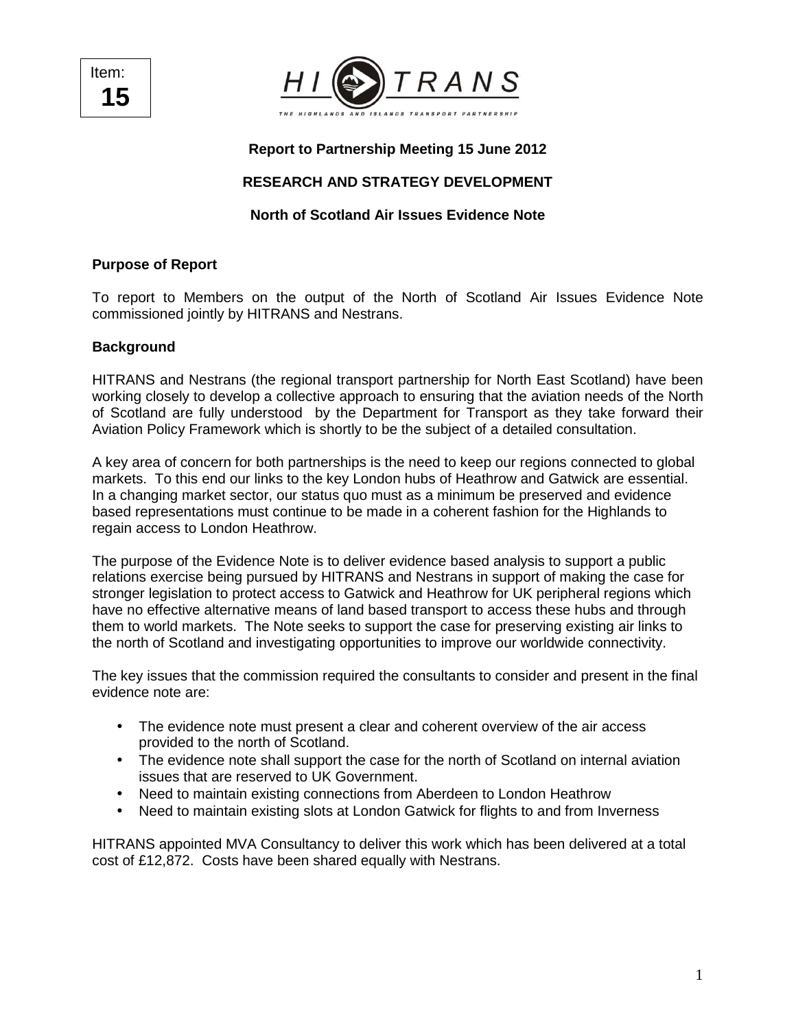Item: **15**

HITRANS
THE HIGHLANDS AND ISLANDS TRANSPORT PARTNERSHIP

**Report to Partnership Meeting 15 June 2012**

**RESEARCH AND STRATEGY DEVELOPMENT**

**North of Scotland Air Issues Evidence Note**

**Purpose of Report**

To report to Members on the output of the North of Scotland Air Issues Evidence Note commissioned jointly by HITRANS and Nestrans.

**Background**

HITRANS and Nestrans (the regional transport partnership for North East Scotland) have been working closely to develop a collective approach to ensuring that the aviation needs of the North of Scotland are fully understood by the Department for Transport as they take forward their Aviation Policy Framework which is shortly to be the subject of a detailed consultation.

A key area of concern for both partnerships is the need to keep our regions connected to global markets. To this end our links to the key London hubs of Heathrow and Gatwick are essential. In a changing market sector, our status quo must as a minimum be preserved and evidence based representations must continue to be made in a coherent fashion for the Highlands to regain access to London Heathrow.

The purpose of the Evidence Note is to deliver evidence based analysis to support a public relations exercise being pursued by HITRANS and Nestrans in support of making the case for stronger legislation to protect access to Gatwick and Heathrow for UK peripheral regions which have no effective alternative means of land based transport to access these hubs and through them to world markets. The Note seeks to support the case for preserving existing air links to the north of Scotland and investigating opportunities to improve our worldwide connectivity.

The key issues that the commission required the consultants to consider and present in the final evidence note are:

- The evidence note must present a clear and coherent overview of the air access provided to the north of Scotland.
- The evidence note shall support the case for the north of Scotland on internal aviation issues that are reserved to UK Government.
- Need to maintain existing connections from Aberdeen to London Heathrow
- Need to maintain existing slots at London Gatwick for flights to and from Inverness

HITRANS appointed MVA Consultancy to deliver this work which has been delivered at a total cost of £12,872. Costs have been shared equally with Nestrans.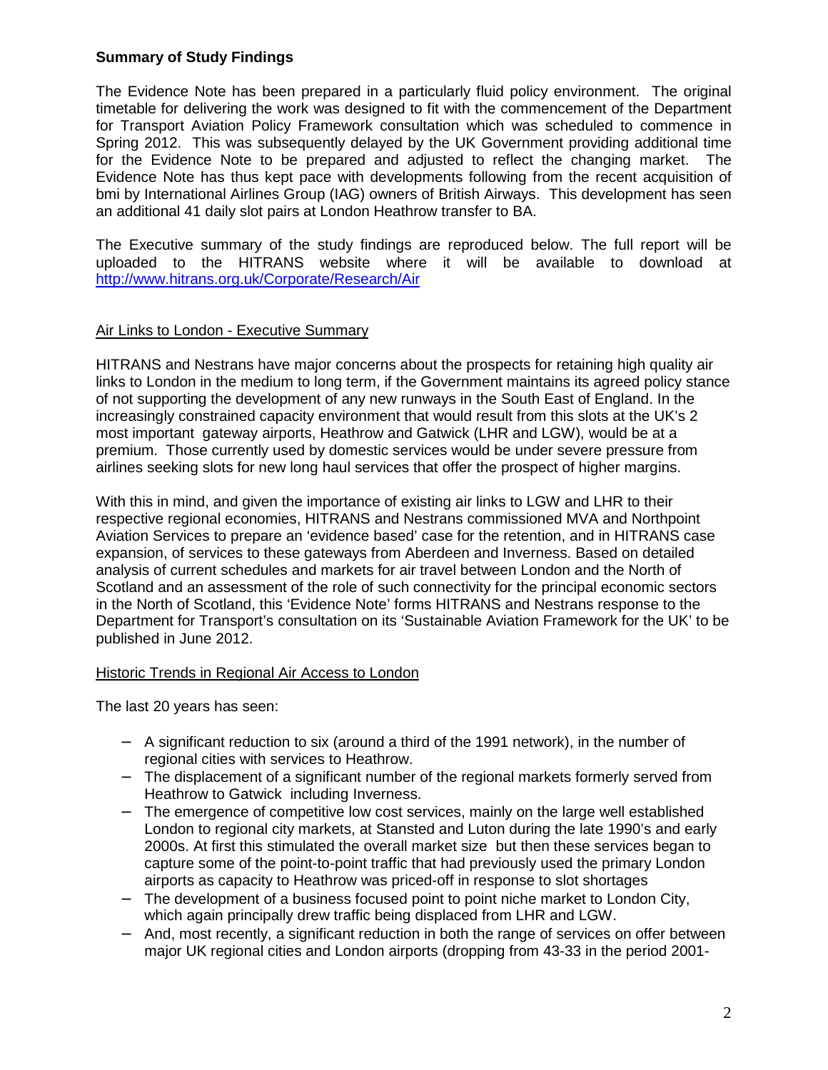**Summary of Study Findings**

The Evidence Note has been prepared in a particularly fluid policy environment. The original timetable for delivering the work was designed to fit with the commencement of the Department for Transport Aviation Policy Framework consultation which was scheduled to commence in Spring 2012. This was subsequently delayed by the UK Government providing additional time for the Evidence Note to be prepared and adjusted to reflect the changing market. The Evidence Note has thus kept pace with developments following from the recent acquisition of bmi by International Airlines Group (IAG) owners of British Airways. This development has seen an additional 41 daily slot pairs at London Heathrow transfer to BA.

The Executive summary of the study findings are reproduced below. The full report will be uploaded to the HITRANS website where it will be available to download at http://www.hitrans.org.uk/Corporate/Research/Air

Air Links to London - Executive Summary

HITRANS and Nestrans have major concerns about the prospects for retaining high quality air links to London in the medium to long term, if the Government maintains its agreed policy stance of not supporting the development of any new runways in the South East of England. In the increasingly constrained capacity environment that would result from this slots at the UK's 2 most important gateway airports, Heathrow and Gatwick (LHR and LGW), would be at a premium. Those currently used by domestic services would be under severe pressure from airlines seeking slots for new long haul services that offer the prospect of higher margins.

With this in mind, and given the importance of existing air links to LGW and LHR to their respective regional economies, HITRANS and Nestrans commissioned MVA and Northpoint Aviation Services to prepare an 'evidence based' case for the retention, and in HITRANS case expansion, of services to these gateways from Aberdeen and Inverness. Based on detailed analysis of current schedules and markets for air travel between London and the North of Scotland and an assessment of the role of such connectivity for the principal economic sectors in the North of Scotland, this 'Evidence Note' forms HITRANS and Nestrans response to the Department for Transport's consultation on its 'Sustainable Aviation Framework for the UK' to be published in June 2012.

Historic Trends in Regional Air Access to London

The last 20 years has seen:

- A significant reduction to six (around a third of the 1991 network), in the number of regional cities with services to Heathrow.
- The displacement of a significant number of the regional markets formerly served from Heathrow to Gatwick including Inverness.
- The emergence of competitive low cost services, mainly on the large well established London to regional city markets, at Stansted and Luton during the late 1990's and early 2000s. At first this stimulated the overall market size but then these services began to capture some of the point-to-point traffic that had previously used the primary London airports as capacity to Heathrow was priced-off in response to slot shortages
- The development of a business focused point to point niche market to London City, which again principally drew traffic being displaced from LHR and LGW.
- And, most recently, a significant reduction in both the range of services on offer between major UK regional cities and London airports (dropping from 43-33 in the period 2001-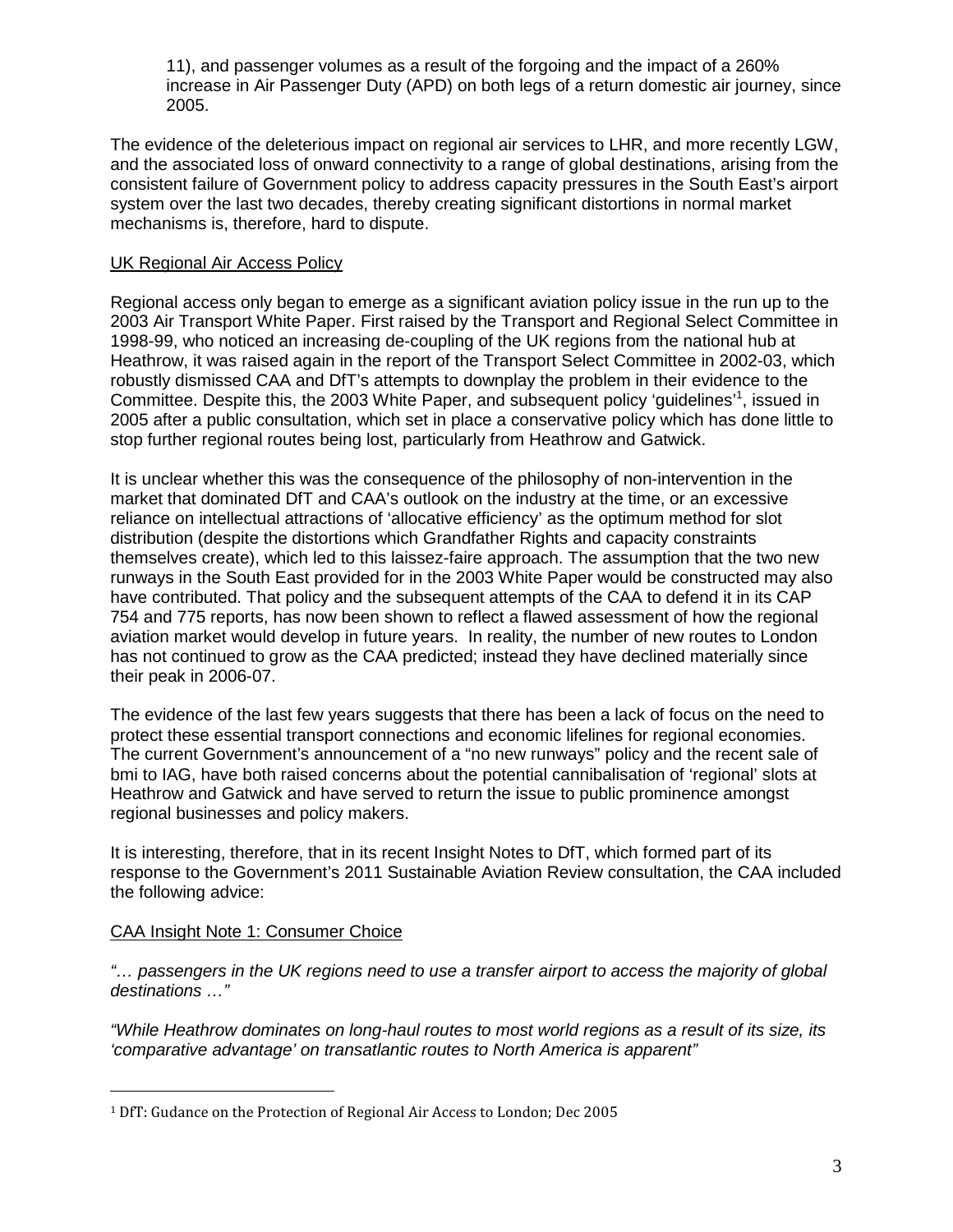11), and passenger volumes as a result of the forgoing and the impact of a 260% increase in Air Passenger Duty (APD) on both legs of a return domestic air journey, since 2005.

The evidence of the deleterious impact on regional air services to LHR, and more recently LGW, and the associated loss of onward connectivity to a range of global destinations, arising from the consistent failure of Government policy to address capacity pressures in the South East's airport system over the last two decades, thereby creating significant distortions in normal market mechanisms is, therefore, hard to dispute.

## UK Regional Air Access Policy

Regional access only began to emerge as a significant aviation policy issue in the run up to the 2003 Air Transport White Paper. First raised by the Transport and Regional Select Committee in 1998-99, who noticed an increasing de-coupling of the UK regions from the national hub at Heathrow, it was raised again in the report of the Transport Select Committee in 2002-03, which robustly dismissed CAA and DfT's attempts to downplay the problem in their evidence to the Committee. Despite this, the 2003 White Paper, and subsequent policy 'guidelines'[1], issued in 2005 after a public consultation, which set in place a conservative policy which has done little to stop further regional routes being lost, particularly from Heathrow and Gatwick.

It is unclear whether this was the consequence of the philosophy of non-intervention in the market that dominated DfT and CAA's outlook on the industry at the time, or an excessive reliance on intellectual attractions of 'allocative efficiency' as the optimum method for slot distribution (despite the distortions which Grandfather Rights and capacity constraints themselves create), which led to this laissez-faire approach. The assumption that the two new runways in the South East provided for in the 2003 White Paper would be constructed may also have contributed. That policy and the subsequent attempts of the CAA to defend it in its CAP 754 and 775 reports, has now been shown to reflect a flawed assessment of how the regional aviation market would develop in future years. In reality, the number of new routes to London has not continued to grow as the CAA predicted; instead they have declined materially since their peak in 2006-07.

The evidence of the last few years suggests that there has been a lack of focus on the need to protect these essential transport connections and economic lifelines for regional economies. The current Government's announcement of a "no new runways" policy and the recent sale of bmi to IAG, have both raised concerns about the potential cannibalisation of 'regional' slots at Heathrow and Gatwick and have served to return the issue to public prominence amongst regional businesses and policy makers.

It is interesting, therefore, that in its recent Insight Notes to DfT, which formed part of its response to the Government's 2011 Sustainable Aviation Review consultation, the CAA included the following advice:

## CAA Insight Note 1: Consumer Choice

*"… passengers in the UK regions need to use a transfer airport to access the majority of global destinations …"*

*"While Heathrow dominates on long-haul routes to most world regions as a result of its size, its 'comparative advantage' on transatlantic routes to North America is apparent"*

---

[1] DfT: Gudance on the Protection of Regional Air Access to London; Dec 2005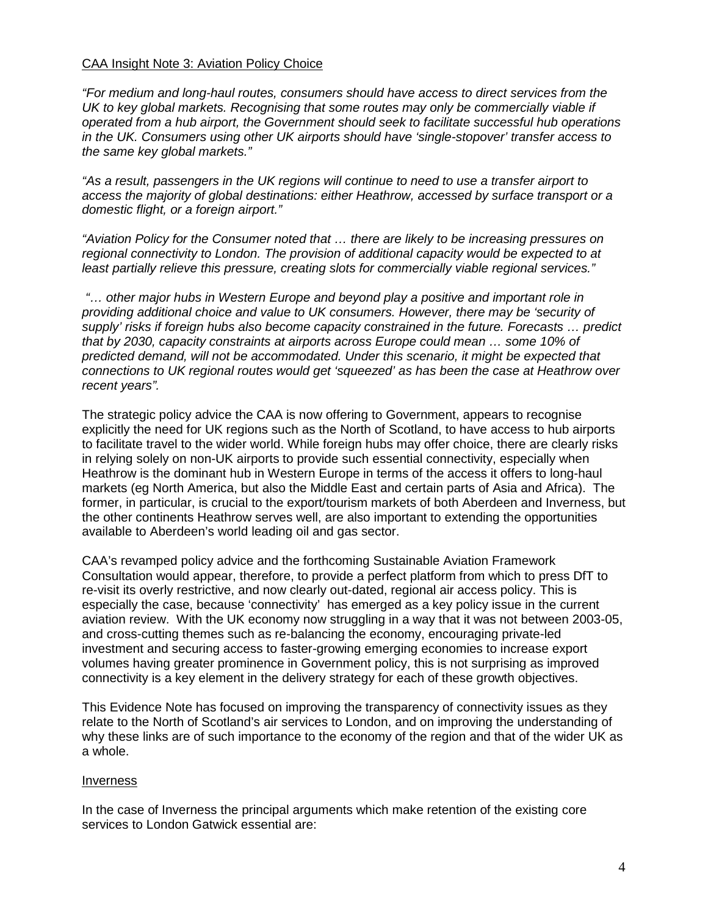CAA Insight Note 3: Aviation Policy Choice

*"For medium and long-haul routes, consumers should have access to direct services from the UK to key global markets. Recognising that some routes may only be commercially viable if operated from a hub airport, the Government should seek to facilitate successful hub operations in the UK. Consumers using other UK airports should have 'single-stopover' transfer access to the same key global markets."*

*"As a result, passengers in the UK regions will continue to need to use a transfer airport to access the majority of global destinations: either Heathrow, accessed by surface transport or a domestic flight, or a foreign airport."*

*"Aviation Policy for the Consumer noted that … there are likely to be increasing pressures on regional connectivity to London. The provision of additional capacity would be expected to at least partially relieve this pressure, creating slots for commercially viable regional services."*

*"… other major hubs in Western Europe and beyond play a positive and important role in providing additional choice and value to UK consumers. However, there may be 'security of supply' risks if foreign hubs also become capacity constrained in the future. Forecasts … predict that by 2030, capacity constraints at airports across Europe could mean … some 10% of predicted demand, will not be accommodated. Under this scenario, it might be expected that connections to UK regional routes would get 'squeezed' as has been the case at Heathrow over recent years".*

The strategic policy advice the CAA is now offering to Government, appears to recognise explicitly the need for UK regions such as the North of Scotland, to have access to hub airports to facilitate travel to the wider world. While foreign hubs may offer choice, there are clearly risks in relying solely on non-UK airports to provide such essential connectivity, especially when Heathrow is the dominant hub in Western Europe in terms of the access it offers to long-haul markets (eg North America, but also the Middle East and certain parts of Asia and Africa). The former, in particular, is crucial to the export/tourism markets of both Aberdeen and Inverness, but the other continents Heathrow serves well, are also important to extending the opportunities available to Aberdeen's world leading oil and gas sector.

CAA's revamped policy advice and the forthcoming Sustainable Aviation Framework Consultation would appear, therefore, to provide a perfect platform from which to press DfT to re-visit its overly restrictive, and now clearly out-dated, regional air access policy. This is especially the case, because 'connectivity' has emerged as a key policy issue in the current aviation review. With the UK economy now struggling in a way that it was not between 2003-05, and cross-cutting themes such as re-balancing the economy, encouraging private-led investment and securing access to faster-growing emerging economies to increase export volumes having greater prominence in Government policy, this is not surprising as improved connectivity is a key element in the delivery strategy for each of these growth objectives.

This Evidence Note has focused on improving the transparency of connectivity issues as they relate to the North of Scotland's air services to London, and on improving the understanding of why these links are of such importance to the economy of the region and that of the wider UK as a whole.

Inverness

In the case of Inverness the principal arguments which make retention of the existing core services to London Gatwick essential are: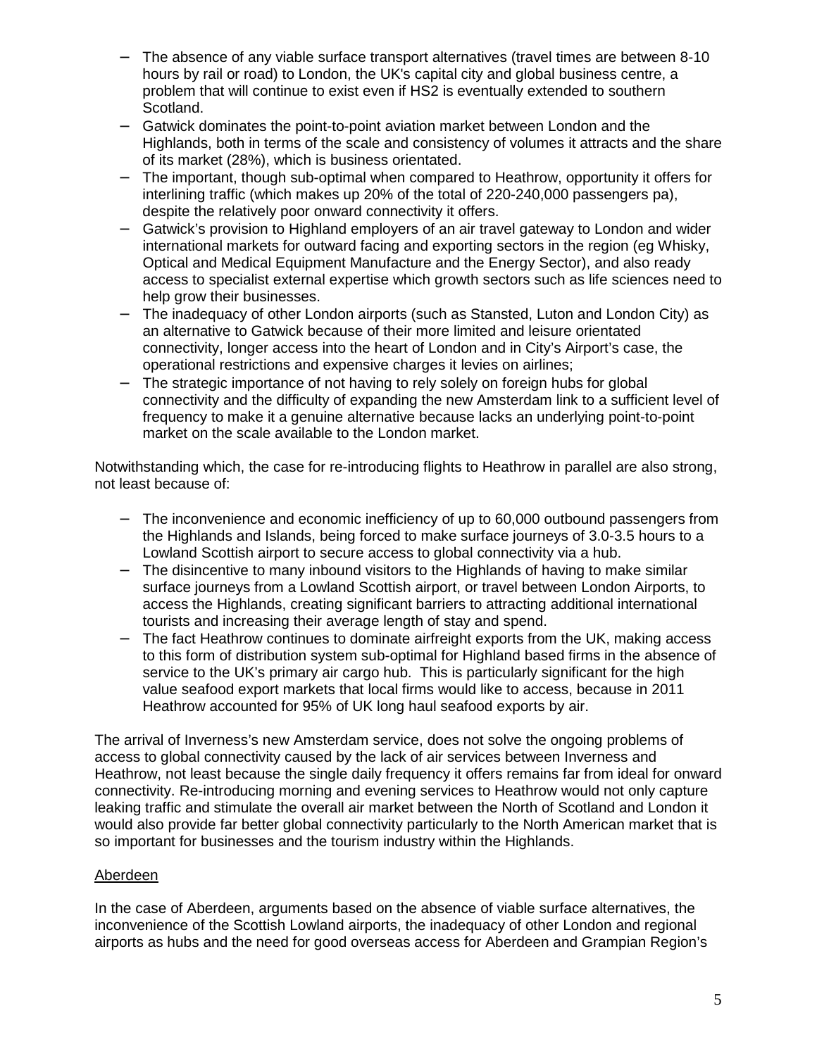- The absence of any viable surface transport alternatives (travel times are between 8-10 hours by rail or road) to London, the UK's capital city and global business centre, a problem that will continue to exist even if HS2 is eventually extended to southern Scotland.
- Gatwick dominates the point-to-point aviation market between London and the Highlands, both in terms of the scale and consistency of volumes it attracts and the share of its market (28%), which is business orientated.
- The important, though sub-optimal when compared to Heathrow, opportunity it offers for interlining traffic (which makes up 20% of the total of 220-240,000 passengers pa), despite the relatively poor onward connectivity it offers.
- Gatwick's provision to Highland employers of an air travel gateway to London and wider international markets for outward facing and exporting sectors in the region (eg Whisky, Optical and Medical Equipment Manufacture and the Energy Sector), and also ready access to specialist external expertise which growth sectors such as life sciences need to help grow their businesses.
- The inadequacy of other London airports (such as Stansted, Luton and London City) as an alternative to Gatwick because of their more limited and leisure orientated connectivity, longer access into the heart of London and in City's Airport's case, the operational restrictions and expensive charges it levies on airlines;
- The strategic importance of not having to rely solely on foreign hubs for global connectivity and the difficulty of expanding the new Amsterdam link to a sufficient level of frequency to make it a genuine alternative because lacks an underlying point-to-point market on the scale available to the London market.

Notwithstanding which, the case for re-introducing flights to Heathrow in parallel are also strong, not least because of:

- The inconvenience and economic inefficiency of up to 60,000 outbound passengers from the Highlands and Islands, being forced to make surface journeys of 3.0-3.5 hours to a Lowland Scottish airport to secure access to global connectivity via a hub.
- The disincentive to many inbound visitors to the Highlands of having to make similar surface journeys from a Lowland Scottish airport, or travel between London Airports, to access the Highlands, creating significant barriers to attracting additional international tourists and increasing their average length of stay and spend.
- The fact Heathrow continues to dominate airfreight exports from the UK, making access to this form of distribution system sub-optimal for Highland based firms in the absence of service to the UK's primary air cargo hub. This is particularly significant for the high value seafood export markets that local firms would like to access, because in 2011 Heathrow accounted for 95% of UK long haul seafood exports by air.

The arrival of Inverness's new Amsterdam service, does not solve the ongoing problems of access to global connectivity caused by the lack of air services between Inverness and Heathrow, not least because the single daily frequency it offers remains far from ideal for onward connectivity. Re-introducing morning and evening services to Heathrow would not only capture leaking traffic and stimulate the overall air market between the North of Scotland and London it would also provide far better global connectivity particularly to the North American market that is so important for businesses and the tourism industry within the Highlands.

<u>Aberdeen</u>

In the case of Aberdeen, arguments based on the absence of viable surface alternatives, the inconvenience of the Scottish Lowland airports, the inadequacy of other London and regional airports as hubs and the need for good overseas access for Aberdeen and Grampian Region's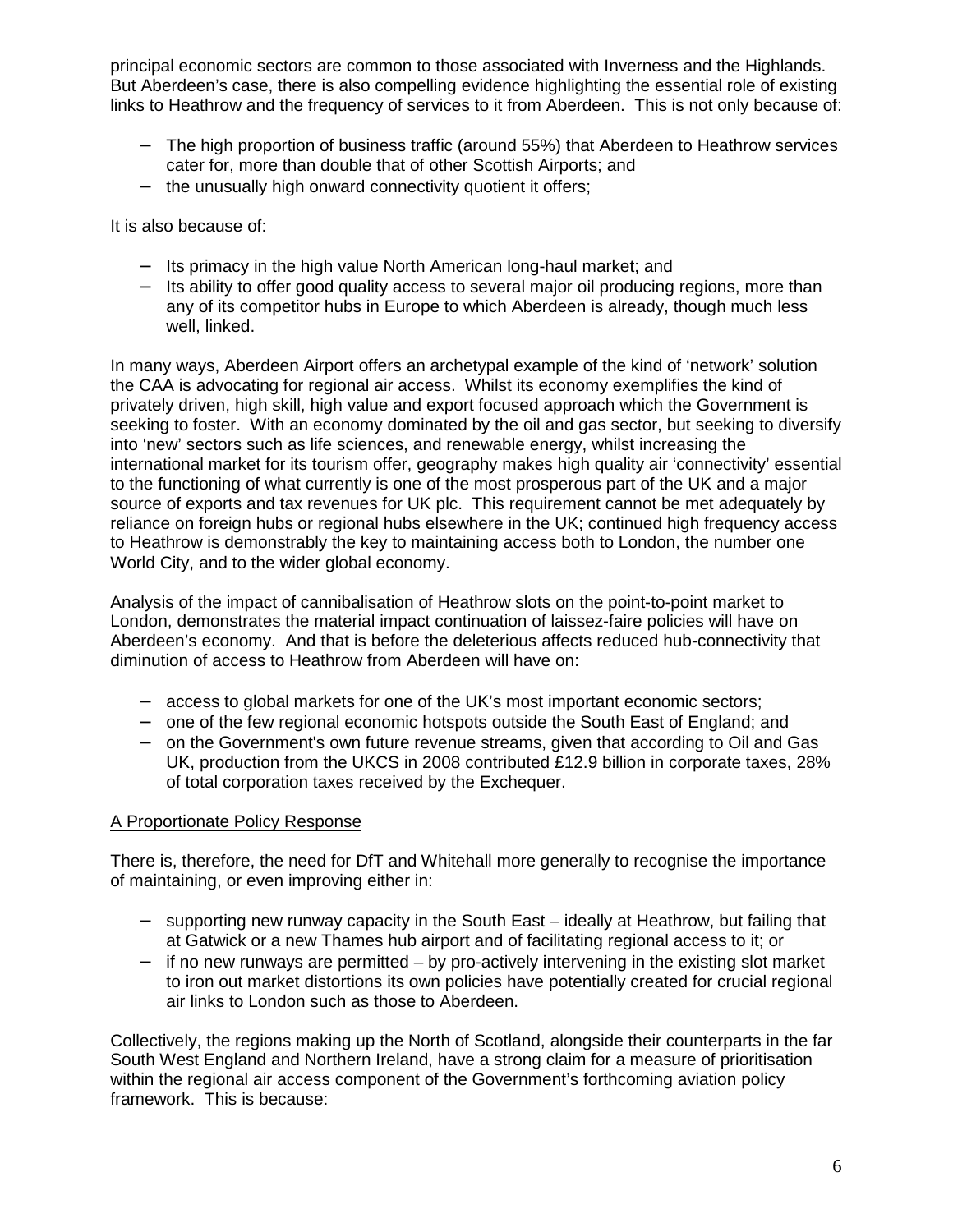principal economic sectors are common to those associated with Inverness and the Highlands. But Aberdeen's case, there is also compelling evidence highlighting the essential role of existing links to Heathrow and the frequency of services to it from Aberdeen. This is not only because of:

- The high proportion of business traffic (around 55%) that Aberdeen to Heathrow services cater for, more than double that of other Scottish Airports; and
- the unusually high onward connectivity quotient it offers;

It is also because of:

- Its primacy in the high value North American long-haul market; and
- Its ability to offer good quality access to several major oil producing regions, more than any of its competitor hubs in Europe to which Aberdeen is already, though much less well, linked.

In many ways, Aberdeen Airport offers an archetypal example of the kind of 'network' solution the CAA is advocating for regional air access. Whilst its economy exemplifies the kind of privately driven, high skill, high value and export focused approach which the Government is seeking to foster. With an economy dominated by the oil and gas sector, but seeking to diversify into 'new' sectors such as life sciences, and renewable energy, whilst increasing the international market for its tourism offer, geography makes high quality air 'connectivity' essential to the functioning of what currently is one of the most prosperous part of the UK and a major source of exports and tax revenues for UK plc. This requirement cannot be met adequately by reliance on foreign hubs or regional hubs elsewhere in the UK; continued high frequency access to Heathrow is demonstrably the key to maintaining access both to London, the number one World City, and to the wider global economy.

Analysis of the impact of cannibalisation of Heathrow slots on the point-to-point market to London, demonstrates the material impact continuation of laissez-faire policies will have on Aberdeen's economy. And that is before the deleterious affects reduced hub-connectivity that diminution of access to Heathrow from Aberdeen will have on:

- access to global markets for one of the UK's most important economic sectors;
- one of the few regional economic hotspots outside the South East of England; and
- on the Government's own future revenue streams, given that according to Oil and Gas UK, production from the UKCS in 2008 contributed £12.9 billion in corporate taxes, 28% of total corporation taxes received by the Exchequer.

<u>A Proportionate Policy Response</u>

There is, therefore, the need for DfT and Whitehall more generally to recognise the importance of maintaining, or even improving either in:

- supporting new runway capacity in the South East – ideally at Heathrow, but failing that at Gatwick or a new Thames hub airport and of facilitating regional access to it; or
- if no new runways are permitted – by pro-actively intervening in the existing slot market to iron out market distortions its own policies have potentially created for crucial regional air links to London such as those to Aberdeen.

Collectively, the regions making up the North of Scotland, alongside their counterparts in the far South West England and Northern Ireland, have a strong claim for a measure of prioritisation within the regional air access component of the Government's forthcoming aviation policy framework. This is because: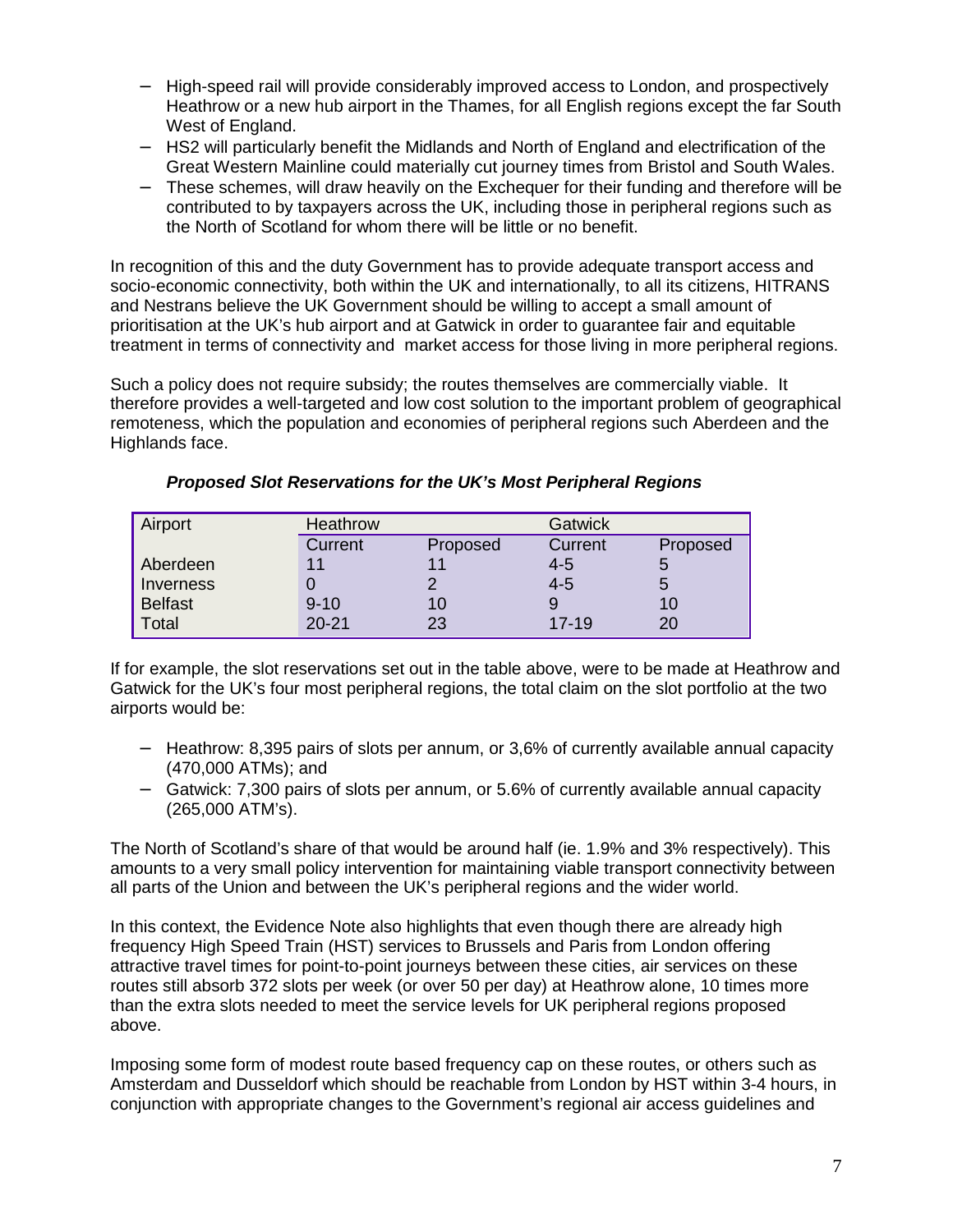- High-speed rail will provide considerably improved access to London, and prospectively Heathrow or a new hub airport in the Thames, for all English regions except the far South West of England.
- HS2 will particularly benefit the Midlands and North of England and electrification of the Great Western Mainline could materially cut journey times from Bristol and South Wales.
- These schemes, will draw heavily on the Exchequer for their funding and therefore will be contributed to by taxpayers across the UK, including those in peripheral regions such as the North of Scotland for whom there will be little or no benefit.

In recognition of this and the duty Government has to provide adequate transport access and socio-economic connectivity, both within the UK and internationally, to all its citizens, HITRANS and Nestrans believe the UK Government should be willing to accept a small amount of prioritisation at the UK's hub airport and at Gatwick in order to guarantee fair and equitable treatment in terms of connectivity and market access for those living in more peripheral regions.

Such a policy does not require subsidy; the routes themselves are commercially viable. It therefore provides a well-targeted and low cost solution to the important problem of geographical remoteness, which the population and economies of peripheral regions such Aberdeen and the Highlands face.

***Proposed Slot Reservations for the UK's Most Peripheral Regions***

| Airport | Heathrow | | Gatwick | |
|---|---|---|---|---|
| | Current | Proposed | Current | Proposed |
| Aberdeen | 11 | 11 | 4-5 | 5 |
| Inverness | 0 | 2 | 4-5 | 5 |
| Belfast | 9-10 | 10 | 9 | 10 |
| Total | 20-21 | 23 | 17-19 | 20 |

If for example, the slot reservations set out in the table above, were to be made at Heathrow and Gatwick for the UK's four most peripheral regions, the total claim on the slot portfolio at the two airports would be:

- Heathrow: 8,395 pairs of slots per annum, or 3,6% of currently available annual capacity (470,000 ATMs); and
- Gatwick: 7,300 pairs of slots per annum, or 5.6% of currently available annual capacity (265,000 ATM's).

The North of Scotland's share of that would be around half (ie. 1.9% and 3% respectively). This amounts to a very small policy intervention for maintaining viable transport connectivity between all parts of the Union and between the UK's peripheral regions and the wider world.

In this context, the Evidence Note also highlights that even though there are already high frequency High Speed Train (HST) services to Brussels and Paris from London offering attractive travel times for point-to-point journeys between these cities, air services on these routes still absorb 372 slots per week (or over 50 per day) at Heathrow alone, 10 times more than the extra slots needed to meet the service levels for UK peripheral regions proposed above.

Imposing some form of modest route based frequency cap on these routes, or others such as Amsterdam and Dusseldorf which should be reachable from London by HST within 3-4 hours, in conjunction with appropriate changes to the Government's regional air access guidelines and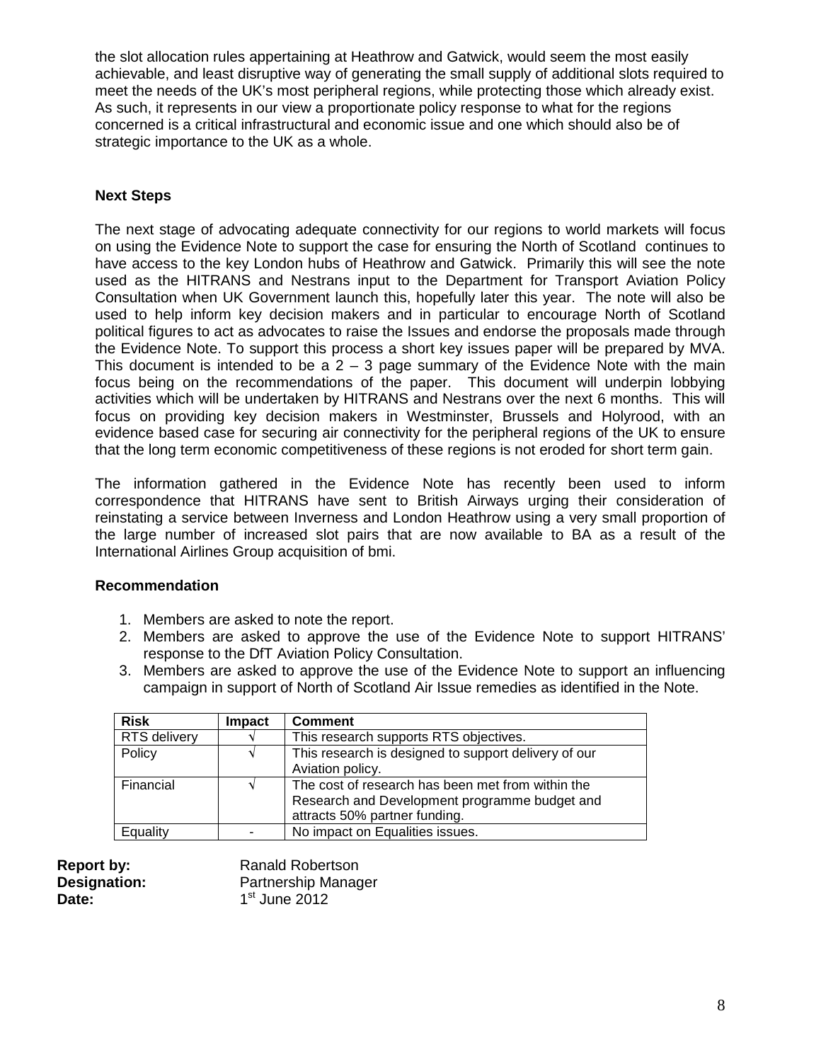the slot allocation rules appertaining at Heathrow and Gatwick, would seem the most easily achievable, and least disruptive way of generating the small supply of additional slots required to meet the needs of the UK's most peripheral regions, while protecting those which already exist. As such, it represents in our view a proportionate policy response to what for the regions concerned is a critical infrastructural and economic issue and one which should also be of strategic importance to the UK as a whole.

**Next Steps**

The next stage of advocating adequate connectivity for our regions to world markets will focus on using the Evidence Note to support the case for ensuring the North of Scotland continues to have access to the key London hubs of Heathrow and Gatwick. Primarily this will see the note used as the HITRANS and Nestrans input to the Department for Transport Aviation Policy Consultation when UK Government launch this, hopefully later this year. The note will also be used to help inform key decision makers and in particular to encourage North of Scotland political figures to act as advocates to raise the Issues and endorse the proposals made through the Evidence Note. To support this process a short key issues paper will be prepared by MVA. This document is intended to be a 2 – 3 page summary of the Evidence Note with the main focus being on the recommendations of the paper. This document will underpin lobbying activities which will be undertaken by HITRANS and Nestrans over the next 6 months. This will focus on providing key decision makers in Westminster, Brussels and Holyrood, with an evidence based case for securing air connectivity for the peripheral regions of the UK to ensure that the long term economic competitiveness of these regions is not eroded for short term gain.

The information gathered in the Evidence Note has recently been used to inform correspondence that HITRANS have sent to British Airways urging their consideration of reinstating a service between Inverness and London Heathrow using a very small proportion of the large number of increased slot pairs that are now available to BA as a result of the International Airlines Group acquisition of bmi.

**Recommendation**

1. Members are asked to note the report.
2. Members are asked to approve the use of the Evidence Note to support HITRANS' response to the DfT Aviation Policy Consultation.
3. Members are asked to approve the use of the Evidence Note to support an influencing campaign in support of North of Scotland Air Issue remedies as identified in the Note.

| Risk | Impact | Comment |
|---|---|---|
| RTS delivery | √ | This research supports RTS objectives. |
| Policy | √ | This research is designed to support delivery of our Aviation policy. |
| Financial | √ | The cost of research has been met from within the Research and Development programme budget and attracts 50% partner funding. |
| Equality | - | No impact on Equalities issues. |

**Report by:** Ranald Robertson
**Designation:** Partnership Manager
**Date:** 1st June 2012